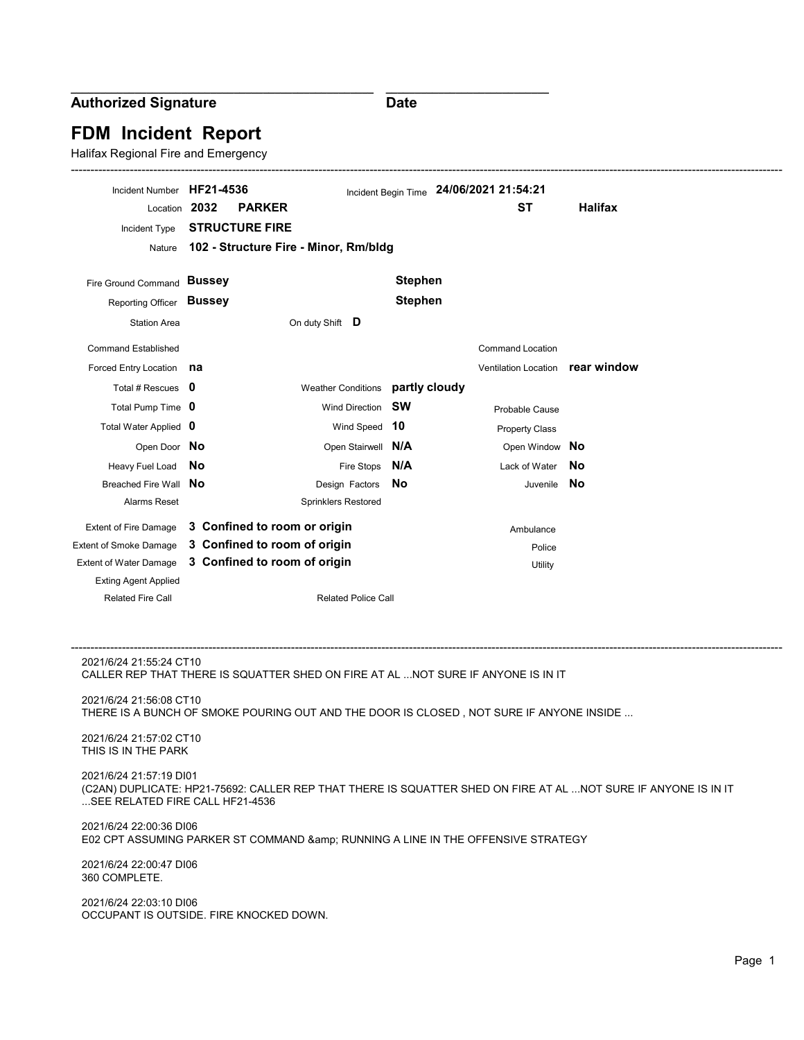**Authorized Signature** **Date**

# FDM Incident Report

Halifax Regional Fire and Emergency

---

| | | | | | |
|---|---|---|---|---|---|
| Incident Number | **HF21-4536** | Incident Begin Time | **24/06/2021 21:54:21** | | |
| Location | **2032 PARKER** | | | **ST** | **Halifax** |
| Incident Type | **STRUCTURE FIRE** | | | | |
| Nature | **102 - Structure Fire - Minor, Rm/bldg** | | | | |
| Fire Ground Command | **Bussey** | | **Stephen** | | |
| Reporting Officer | **Bussey** | | **Stephen** | | |
| Station Area | | On duty Shift | **D** | | |
| Command Established | | | | Command Location | |
| Forced Entry Location | **na** | | | Ventilation Location | **rear window** |
| Total # Rescues | **0** | Weather Conditions | **partly cloudy** | | |
| Total Pump Time | **0** | Wind Direction | **SW** | Probable Cause | |
| Total Water Applied | **0** | Wind Speed | **10** | Property Class | |
| Open Door | **No** | Open Stairwell | **N/A** | Open Window | **No** |
| Heavy Fuel Load | **No** | Fire Stops | **N/A** | Lack of Water | **No** |
| Breached Fire Wall | **No** | Design Factors | **No** | Juvenile | **No** |
| Alarms Reset | | Sprinklers Restored | | | |
| Extent of Fire Damage | **3 Confined to room or origin** | | | Ambulance | |
| Extent of Smoke Damage | **3 Confined to room of origin** | | | Police | |
| Extent of Water Damage | **3 Confined to room of origin** | | | Utility | |
| Exting Agent Applied | | | | | |
| Related Fire Call | | Related Police Call | | | |

---

2021/6/24 21:55:24 CT10
CALLER REP THAT THERE IS SQUATTER SHED ON FIRE AT AL ...NOT SURE IF ANYONE IS IN IT

2021/6/24 21:56:08 CT10
THERE IS A BUNCH OF SMOKE POURING OUT AND THE DOOR IS CLOSED , NOT SURE IF ANYONE INSIDE ...

2021/6/24 21:57:02 CT10
THIS IS IN THE PARK

2021/6/24 21:57:19 DI01
(C2AN) DUPLICATE: HP21-75692: CALLER REP THAT THERE IS SQUATTER SHED ON FIRE AT AL ...NOT SURE IF ANYONE IS IN IT ...SEE RELATED FIRE CALL HF21-4536

2021/6/24 22:00:36 DI06
E02 CPT ASSUMING PARKER ST COMMAND &amp; RUNNING A LINE IN THE OFFENSIVE STRATEGY

2021/6/24 22:00:47 DI06
360 COMPLETE.

2021/6/24 22:03:10 DI06
OCCUPANT IS OUTSIDE. FIRE KNOCKED DOWN.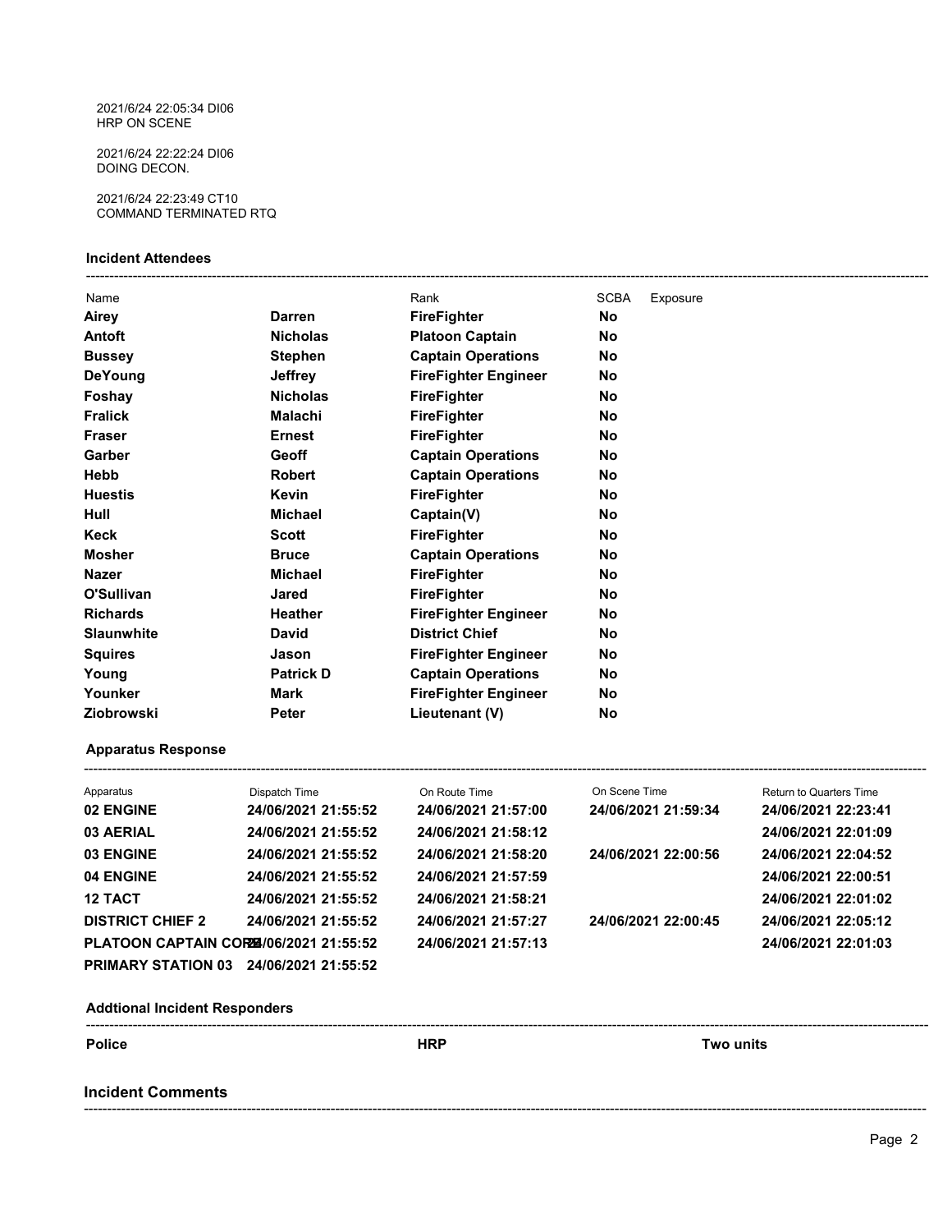2021/6/24 22:05:34 DI06
HRP ON SCENE

2021/6/24 22:22:24 DI06
DOING DECON.

2021/6/24 22:23:49 CT10
COMMAND TERMINATED RTQ

### Incident Attendees

| Name | | Rank | SCBA | Exposure |
|---|---|---|---|---|
| **Airey** | **Darren** | **FireFighter** | **No** | |
| **Antoft** | **Nicholas** | **Platoon Captain** | **No** | |
| **Bussey** | **Stephen** | **Captain Operations** | **No** | |
| **DeYoung** | **Jeffrey** | **FireFighter Engineer** | **No** | |
| **Foshay** | **Nicholas** | **FireFighter** | **No** | |
| **Fralick** | **Malachi** | **FireFighter** | **No** | |
| **Fraser** | **Ernest** | **FireFighter** | **No** | |
| **Garber** | **Geoff** | **Captain Operations** | **No** | |
| **Hebb** | **Robert** | **Captain Operations** | **No** | |
| **Huestis** | **Kevin** | **FireFighter** | **No** | |
| **Hull** | **Michael** | **Captain(V)** | **No** | |
| **Keck** | **Scott** | **FireFighter** | **No** | |
| **Mosher** | **Bruce** | **Captain Operations** | **No** | |
| **Nazer** | **Michael** | **FireFighter** | **No** | |
| **O'Sullivan** | **Jared** | **FireFighter** | **No** | |
| **Richards** | **Heather** | **FireFighter Engineer** | **No** | |
| **Slaunwhite** | **David** | **District Chief** | **No** | |
| **Squires** | **Jason** | **FireFighter Engineer** | **No** | |
| **Young** | **Patrick D** | **Captain Operations** | **No** | |
| **Younker** | **Mark** | **FireFighter Engineer** | **No** | |
| **Ziobrowski** | **Peter** | **Lieutenant (V)** | **No** | |

### Apparatus Response

| Apparatus | Dispatch Time | On Route Time | On Scene Time | Return to Quarters Time |
|---|---|---|---|---|
| **02 ENGINE** | **24/06/2021 21:55:52** | **24/06/2021 21:57:00** | **24/06/2021 21:59:34** | **24/06/2021 22:23:41** |
| **03 AERIAL** | **24/06/2021 21:55:52** | **24/06/2021 21:58:12** | | **24/06/2021 22:01:09** |
| **03 ENGINE** | **24/06/2021 21:55:52** | **24/06/2021 21:58:20** | **24/06/2021 22:00:56** | **24/06/2021 22:04:52** |
| **04 ENGINE** | **24/06/2021 21:55:52** | **24/06/2021 21:57:59** | | **24/06/2021 22:00:51** |
| **12 TACT** | **24/06/2021 21:55:52** | **24/06/2021 21:58:21** | | **24/06/2021 22:01:02** |
| **DISTRICT CHIEF 2** | **24/06/2021 21:55:52** | **24/06/2021 21:57:27** | **24/06/2021 22:00:45** | **24/06/2021 22:05:12** |
| **PLATOON CAPTAIN CORE** | **24/06/2021 21:55:52** | **24/06/2021 21:57:13** | | **24/06/2021 22:01:03** |
| **PRIMARY STATION 03** | **24/06/2021 21:55:52** | | | |

### Addtional Incident Responders

| Police | HRP | Two units |
|---|---|---|

### Incident Comments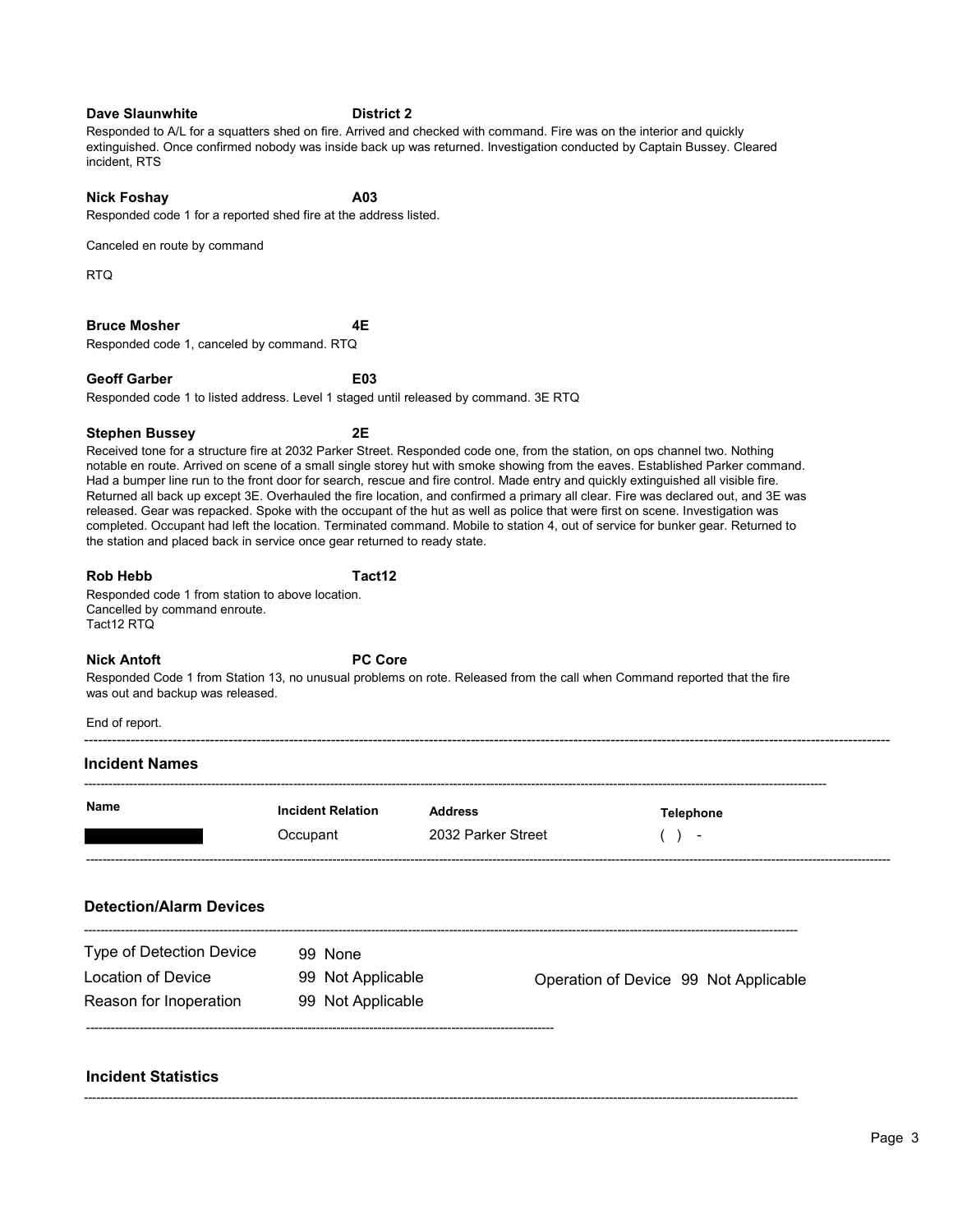**Dave Slaunwhite** **District 2**

Responded to A/L for a squatters shed on fire. Arrived and checked with command. Fire was on the interior and quickly extinguished. Once confirmed nobody was inside back up was returned. Investigation conducted by Captain Bussey. Cleared incident, RTS

**Nick Foshay** **A03**

Responded code 1 for a reported shed fire at the address listed.

Canceled en route by command

RTQ

**Bruce Mosher** **4E**

Responded code 1, canceled by command. RTQ

**Geoff Garber** **E03**

Responded code 1 to listed address. Level 1 staged until released by command. 3E RTQ

**Stephen Bussey** **2E**

Received tone for a structure fire at 2032 Parker Street. Responded code one, from the station, on ops channel two. Nothing notable en route. Arrived on scene of a small single storey hut with smoke showing from the eaves. Established Parker command. Had a bumper line run to the front door for search, rescue and fire control. Made entry and quickly extinguished all visible fire. Returned all back up except 3E. Overhauled the fire location, and confirmed a primary all clear. Fire was declared out, and 3E was released. Gear was repacked. Spoke with the occupant of the hut as well as police that were first on scene. Investigation was completed. Occupant had left the location. Terminated command. Mobile to station 4, out of service for bunker gear. Returned to the station and placed back in service once gear returned to ready state.

**Rob Hebb** **Tact12**

Responded code 1 from station to above location.
Cancelled by command enroute.
Tact12 RTQ

**Nick Antoft** **PC Core**

Responded Code 1 from Station 13, no unusual problems on rote. Released from the call when Command reported that the fire was out and backup was released.

End of report.

## Incident Names

| Name | Incident Relation | Address | Telephone |
|---|---|---|---|
| ██████ | Occupant | 2032 Parker Street | ( ) - |

## Detection/Alarm Devices

| | | | |
|---|---|---|---|
| Type of Detection Device | 99 None | | |
| Location of Device | 99 Not Applicable | Operation of Device | 99 Not Applicable |
| Reason for Inoperation | 99 Not Applicable | | |

## Incident Statistics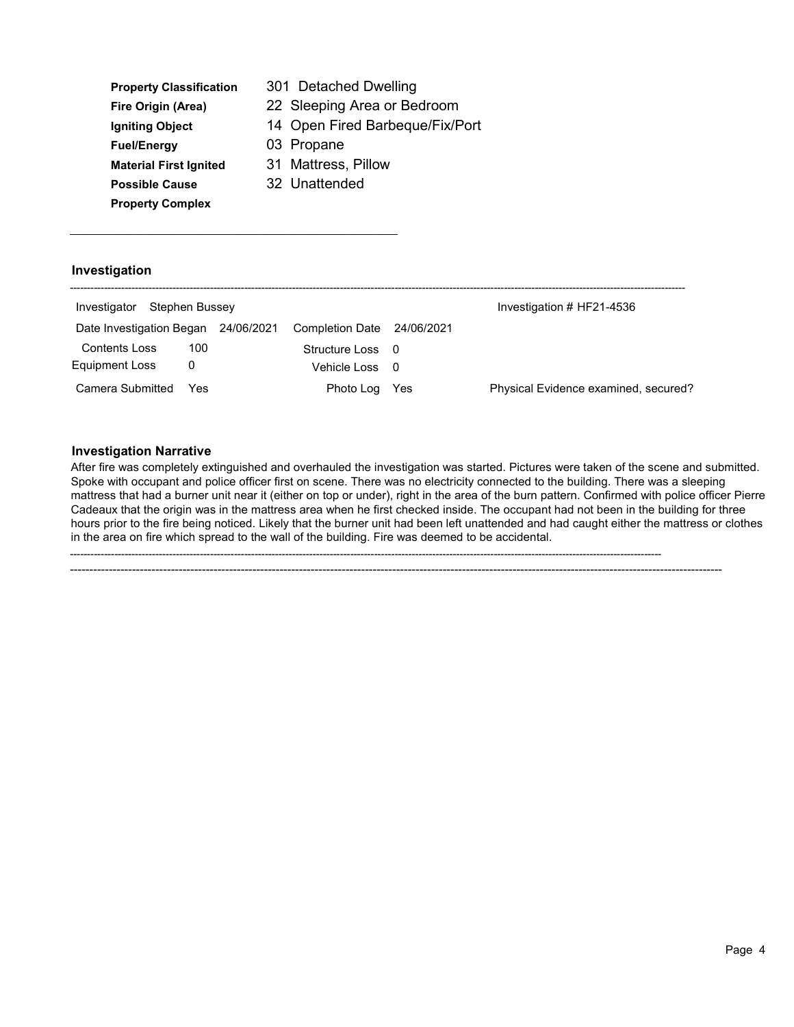| | |
|---|---|
| **Property Classification** | 301 Detached Dwelling |
| **Fire Origin (Area)** | 22 Sleeping Area or Bedroom |
| **Igniting Object** | 14 Open Fired Barbeque/Fix/Port |
| **Fuel/Energy** | 03 Propane |
| **Material First Ignited** | 31 Mattress, Pillow |
| **Possible Cause** | 32 Unattended |
| **Property Complex** | |

## Investigation

| | | | | |
|---|---|---|---|---|
| Investigator | Stephen Bussey | | | Investigation # HF21-4536 |
| Date Investigation Began | 24/06/2021 | Completion Date | 24/06/2021 | |
| Contents Loss | 100 | Structure Loss | 0 | |
| Equipment Loss | 0 | Vehicle Loss | 0 | |
| Camera Submitted | Yes | Photo Log | Yes | Physical Evidence examined, secured? |

## Investigation Narrative

After fire was completely extinguished and overhauled the investigation was started. Pictures were taken of the scene and submitted. Spoke with occupant and police officer first on scene. There was no electricity connected to the building. There was a sleeping mattress that had a burner unit near it (either on top or under), right in the area of the burn pattern. Confirmed with police officer Pierre Cadeaux that the origin was in the mattress area when he first checked inside. The occupant had not been in the building for three hours prior to the fire being noticed. Likely that the burner unit had been left unattended and had caught either the mattress or clothes in the area on fire which spread to the wall of the building. Fire was deemed to be accidental.